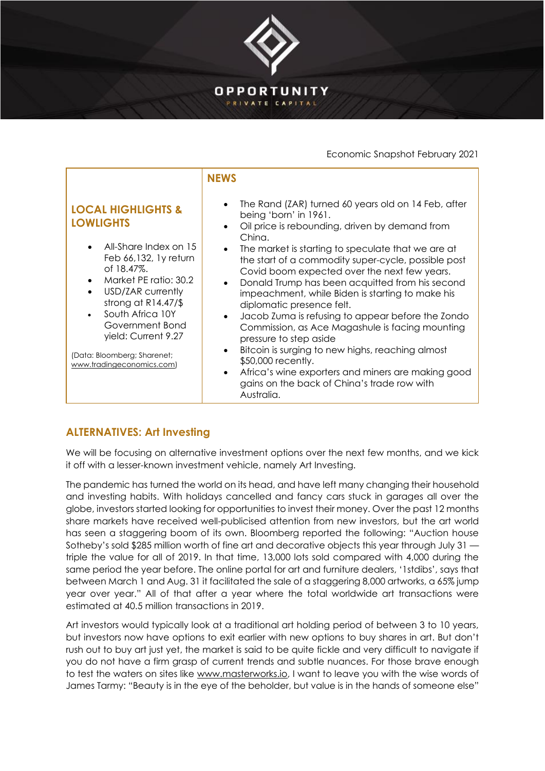OPPORTUNITY

PRIVATE CAPITAL

Economic Snapshot February 2021

## LOCAL HIGHLIGHTS & LOWLIGHTS

- All-Share Index on 15 Feb 66,132, 1y return of 18.47%.
- Market PE ratio: 30.2
- USD/ZAR currently strong at R14.47/$
- South Africa 10Y Government Bond yield: Current 9.27

(Data: Bloomberg; Sharenet; www.tradingeconomics.com)

## NEWS

- The Rand (ZAR) turned 60 years old on 14 Feb, after being 'born' in 1961.
- Oil price is rebounding, driven by demand from China.
- The market is starting to speculate that we are at the start of a commodity super-cycle, possible post Covid boom expected over the next few years.
- Donald Trump has been acquitted from his second impeachment, while Biden is starting to make his diplomatic presence felt.
- Jacob Zuma is refusing to appear before the Zondo Commission, as Ace Magashule is facing mounting pressure to step aside
- Bitcoin is surging to new highs, reaching almost $50,000 recently.
- Africa's wine exporters and miners are making good gains on the back of China's trade row with Australia.

## ALTERNATIVES: Art Investing

We will be focusing on alternative investment options over the next few months, and we kick it off with a lesser-known investment vehicle, namely Art Investing.

The pandemic has turned the world on its head, and have left many changing their household and investing habits. With holidays cancelled and fancy cars stuck in garages all over the globe, investors started looking for opportunities to invest their money. Over the past 12 months share markets have received well-publicised attention from new investors, but the art world has seen a staggering boom of its own. Bloomberg reported the following: "Auction house Sotheby's sold $285 million worth of fine art and decorative objects this year through July 31 — triple the value for all of 2019. In that time, 13,000 lots sold compared with 4,000 during the same period the year before. The online portal for art and furniture dealers, '1stdibs', says that between March 1 and Aug. 31 it facilitated the sale of a staggering 8,000 artworks, a 65% jump year over year." All of that after a year where the total worldwide art transactions were estimated at 40.5 million transactions in 2019.

Art investors would typically look at a traditional art holding period of between 3 to 10 years, but investors now have options to exit earlier with new options to buy shares in art. But don't rush out to buy art just yet, the market is said to be quite fickle and very difficult to navigate if you do not have a firm grasp of current trends and subtle nuances. For those brave enough to test the waters on sites like www.masterworks.io, I want to leave you with the wise words of James Tarmy: "Beauty is in the eye of the beholder, but value is in the hands of someone else"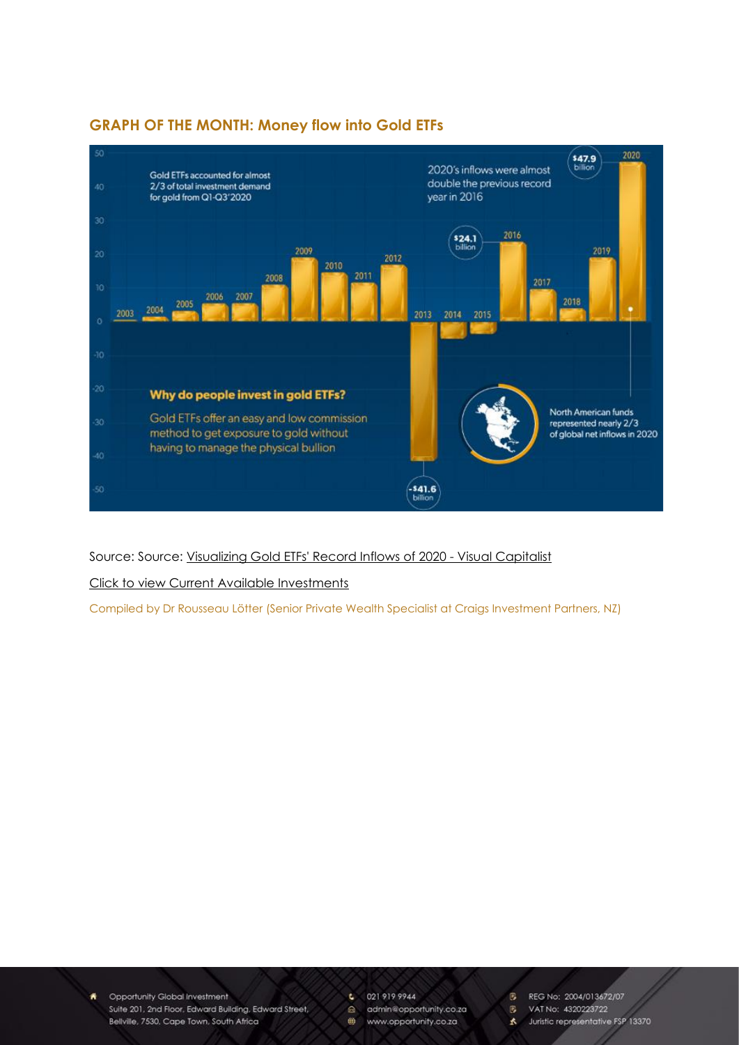## GRAPH OF THE MONTH: Money flow into Gold ETFs

50
40
30
20
10
0
-10
-20
-30
-40
-50

Gold ETFs accounted for almost 2/3 of total investment demand for gold from Q1-Q3'2020

2020's inflows were almost double the previous record year in 2016

$47.9 billion

$24.1 billion

-$41.6 billion

2003 2004 2005 2006 2007 2008 2009 2010 2011 2012 2013 2014 2015 2016 2017 2018 2019 2020

**Why do people invest in gold ETFs?**

Gold ETFs offer an easy and low commission method to get exposure to gold without having to manage the physical bullion

North American funds represented nearly 2/3 of global net inflows in 2020

Source: Source: Visualizing Gold ETFs' Record Inflows of 2020 - Visual Capitalist

Click to view Current Available Investments

Compiled by Dr Rousseau Lötter (Senior Private Wealth Specialist at Craigs Investment Partners, NZ)

Opportunity Global Investment
Suite 201, 2nd Floor, Edward Building, Edward Street,
Bellville, 7530, Cape Town, South Africa

021 919 9944
admin@opportunity.co.za
www.opportunity.co.za

REG No: 2004/013672/07
VAT No: 4320223722
Juristic representative FSP 13370